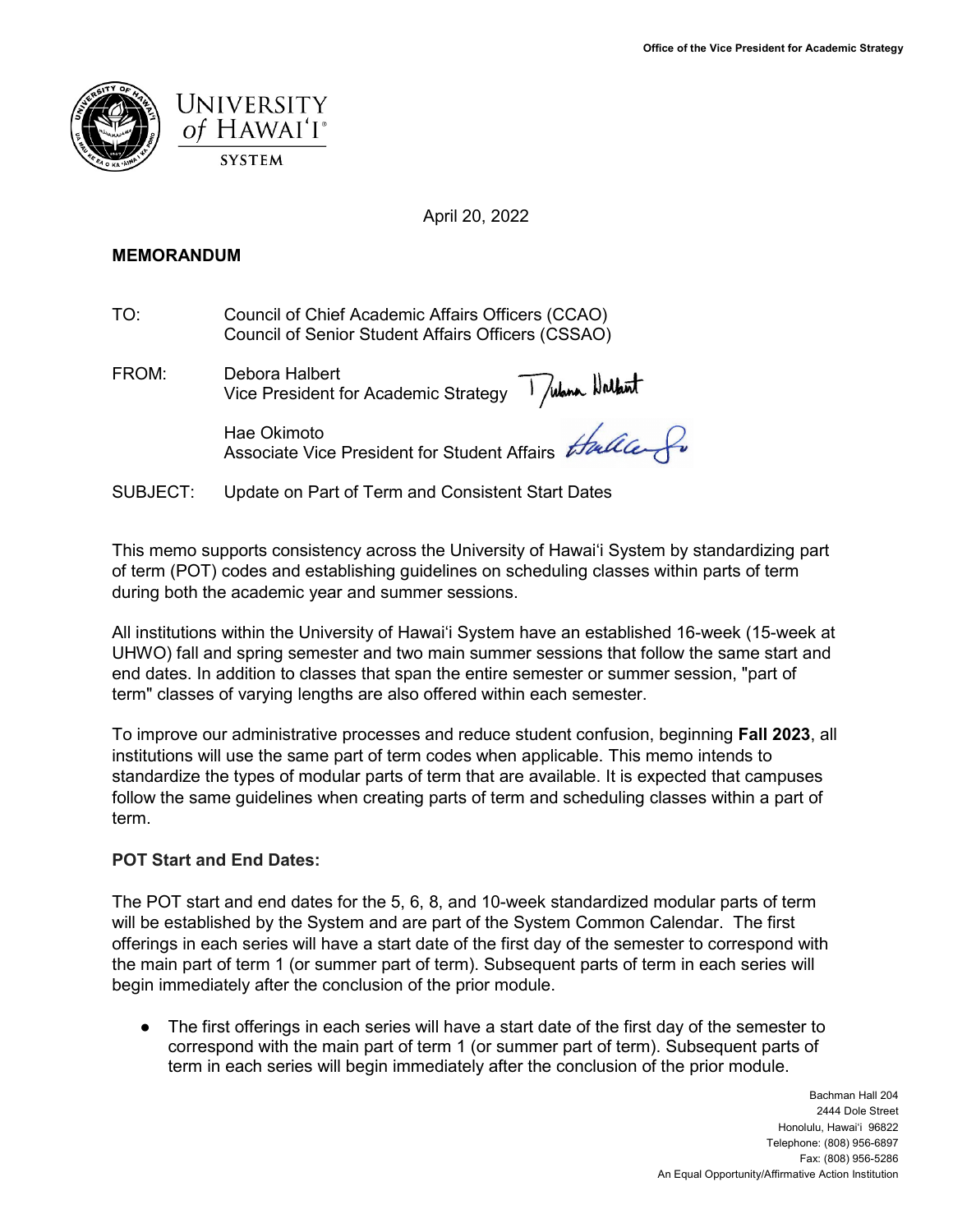Office of the Vice President for Academic Strategy

UNIVERSITY of HAWAI'I® SYSTEM

April 20, 2022

**MEMORANDUM**

TO: Council of Chief Academic Affairs Officers (CCAO)
Council of Senior Student Affairs Officers (CSSAO)

FROM: Debora Halbert
Vice President for Academic Strategy

Hae Okimoto
Associate Vice President for Student Affairs

SUBJECT: Update on Part of Term and Consistent Start Dates

This memo supports consistency across the University of Hawaiʻi System by standardizing part of term (POT) codes and establishing guidelines on scheduling classes within parts of term during both the academic year and summer sessions.

All institutions within the University of Hawaiʻi System have an established 16-week (15-week at UHWO) fall and spring semester and two main summer sessions that follow the same start and end dates. In addition to classes that span the entire semester or summer session, "part of term" classes of varying lengths are also offered within each semester.

To improve our administrative processes and reduce student confusion, beginning **Fall 2023**, all institutions will use the same part of term codes when applicable. This memo intends to standardize the types of modular parts of term that are available. It is expected that campuses follow the same guidelines when creating parts of term and scheduling classes within a part of term.

**POT Start and End Dates:**

The POT start and end dates for the 5, 6, 8, and 10-week standardized modular parts of term will be established by the System and are part of the System Common Calendar. The first offerings in each series will have a start date of the first day of the semester to correspond with the main part of term 1 (or summer part of term). Subsequent parts of term in each series will begin immediately after the conclusion of the prior module.

- The first offerings in each series will have a start date of the first day of the semester to correspond with the main part of term 1 (or summer part of term). Subsequent parts of term in each series will begin immediately after the conclusion of the prior module.

Bachman Hall 204
2444 Dole Street
Honolulu, Hawaiʻi 96822
Telephone: (808) 956-6897
Fax: (808) 956-5286
An Equal Opportunity/Affirmative Action Institution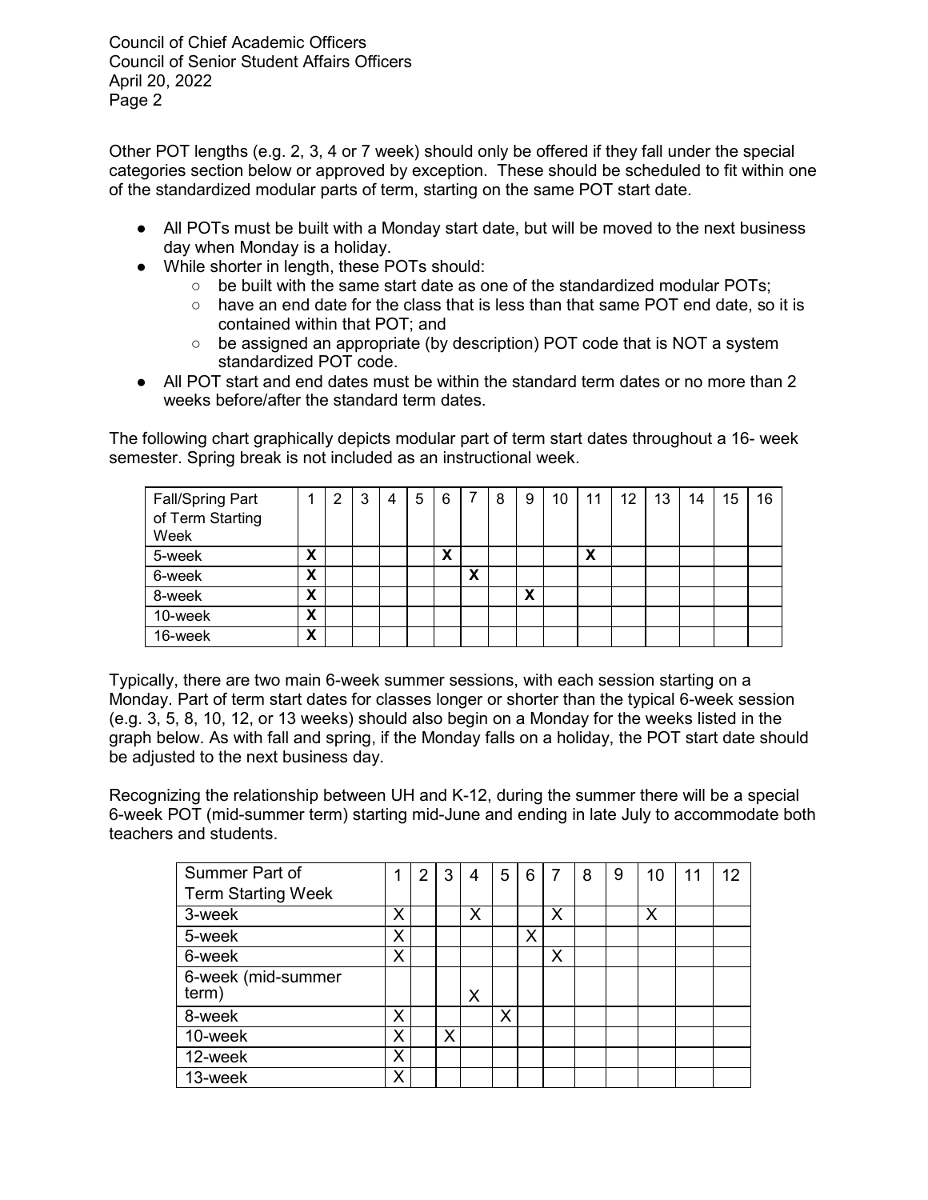Other POT lengths (e.g. 2, 3, 4 or 7 week) should only be offered if they fall under the special categories section below or approved by exception. These should be scheduled to fit within one of the standardized modular parts of term, starting on the same POT start date.

- All POTs must be built with a Monday start date, but will be moved to the next business day when Monday is a holiday.
- While shorter in length, these POTs should:
  - be built with the same start date as one of the standardized modular POTs;
  - have an end date for the class that is less than that same POT end date, so it is contained within that POT; and
  - be assigned an appropriate (by description) POT code that is NOT a system standardized POT code.
- All POT start and end dates must be within the standard term dates or no more than 2 weeks before/after the standard term dates.

The following chart graphically depicts modular part of term start dates throughout a 16- week semester. Spring break is not included as an instructional week.

| Fall/Spring Part of Term Starting Week | 1 | 2 | 3 | 4 | 5 | 6 | 7 | 8 | 9 | 10 | 11 | 12 | 13 | 14 | 15 | 16 |
|---|---|---|---|---|---|---|---|---|---|---|---|---|---|---|---|---|
| 5-week | **X** | | | | | **X** | | | | | **X** | | | | | |
| 6-week | **X** | | | | | | **X** | | | | | | | | | |
| 8-week | **X** | | | | | | | | **X** | | | | | | | |
| 10-week | **X** | | | | | | | | | | | | | | | |
| 16-week | **X** | | | | | | | | | | | | | | | |

Typically, there are two main 6-week summer sessions, with each session starting on a Monday. Part of term start dates for classes longer or shorter than the typical 6-week session (e.g. 3, 5, 8, 10, 12, or 13 weeks) should also begin on a Monday for the weeks listed in the graph below. As with fall and spring, if the Monday falls on a holiday, the POT start date should be adjusted to the next business day.

Recognizing the relationship between UH and K-12, during the summer there will be a special 6-week POT (mid-summer term) starting mid-June and ending in late July to accommodate both teachers and students.

| Summer Part of Term Starting Week | 1 | 2 | 3 | 4 | 5 | 6 | 7 | 8 | 9 | 10 | 11 | 12 |
|---|---|---|---|---|---|---|---|---|---|---|---|---|
| 3-week | X | | | X | | | X | | | X | | |
| 5-week | X | | | | | X | | | | | | |
| 6-week | X | | | | | | X | | | | | |
| 6-week (mid-summer term) | | | | X | | | | | | | | |
| 8-week | X | | | | X | | | | | | | |
| 10-week | X | | X | | | | | | | | | |
| 12-week | X | | | | | | | | | | | |
| 13-week | X | | | | | | | | | | | |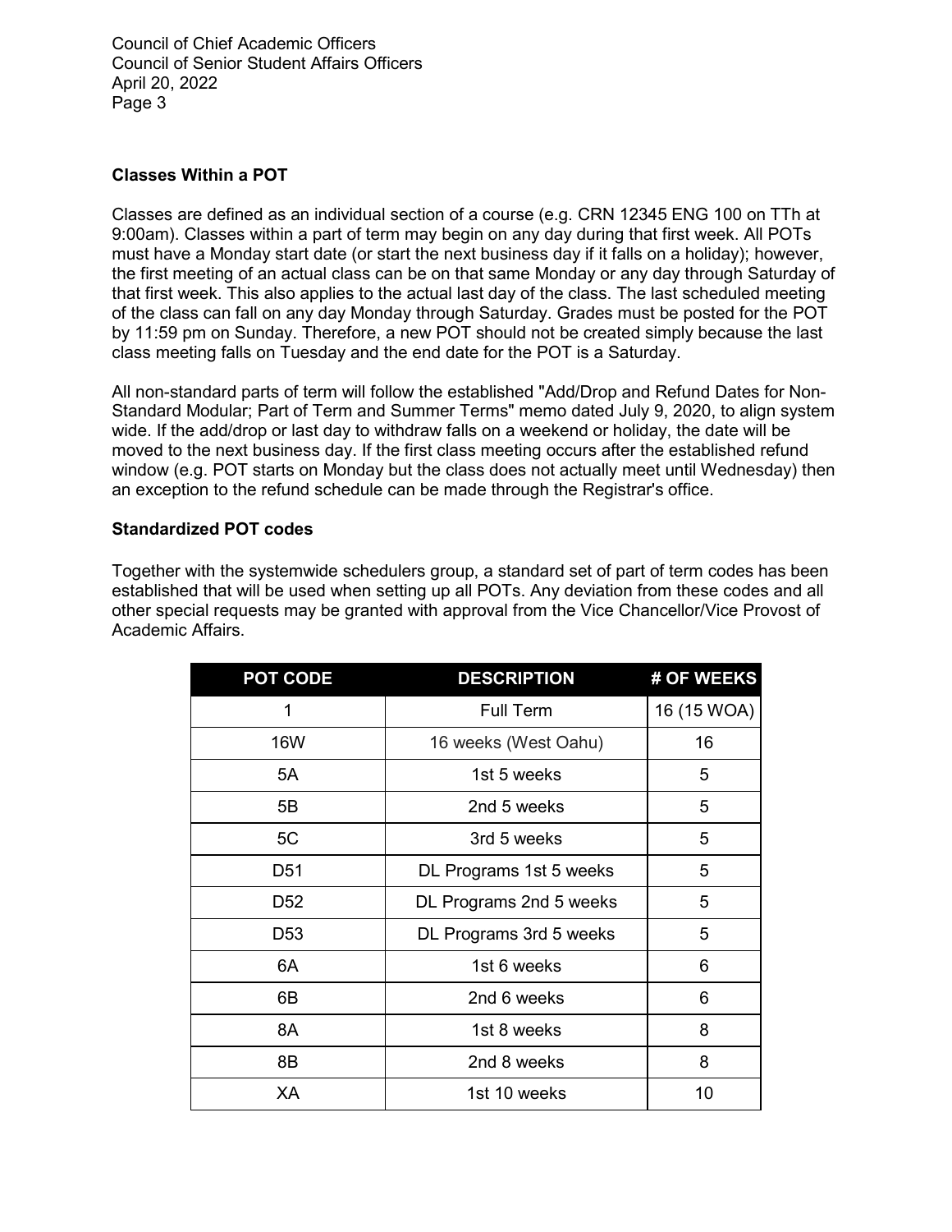### Classes Within a POT

Classes are defined as an individual section of a course (e.g. CRN 12345 ENG 100 on TTh at 9:00am). Classes within a part of term may begin on any day during that first week. All POTs must have a Monday start date (or start the next business day if it falls on a holiday); however, the first meeting of an actual class can be on that same Monday or any day through Saturday of that first week. This also applies to the actual last day of the class. The last scheduled meeting of the class can fall on any day Monday through Saturday. Grades must be posted for the POT by 11:59 pm on Sunday. Therefore, a new POT should not be created simply because the last class meeting falls on Tuesday and the end date for the POT is a Saturday.

All non-standard parts of term will follow the established "Add/Drop and Refund Dates for Non-Standard Modular; Part of Term and Summer Terms" memo dated July 9, 2020, to align system wide. If the add/drop or last day to withdraw falls on a weekend or holiday, the date will be moved to the next business day. If the first class meeting occurs after the established refund window (e.g. POT starts on Monday but the class does not actually meet until Wednesday) then an exception to the refund schedule can be made through the Registrar's office.

### Standardized POT codes

Together with the systemwide schedulers group, a standard set of part of term codes has been established that will be used when setting up all POTs. Any deviation from these codes and all other special requests may be granted with approval from the Vice Chancellor/Vice Provost of Academic Affairs.

| POT CODE | DESCRIPTION | # OF WEEKS |
|---|---|---|
| 1 | Full Term | 16 (15 WOA) |
| 16W | 16 weeks (West Oahu) | 16 |
| 5A | 1st 5 weeks | 5 |
| 5B | 2nd 5 weeks | 5 |
| 5C | 3rd 5 weeks | 5 |
| D51 | DL Programs 1st 5 weeks | 5 |
| D52 | DL Programs 2nd 5 weeks | 5 |
| D53 | DL Programs 3rd 5 weeks | 5 |
| 6A | 1st 6 weeks | 6 |
| 6B | 2nd 6 weeks | 6 |
| 8A | 1st 8 weeks | 8 |
| 8B | 2nd 8 weeks | 8 |
| XA | 1st 10 weeks | 10 |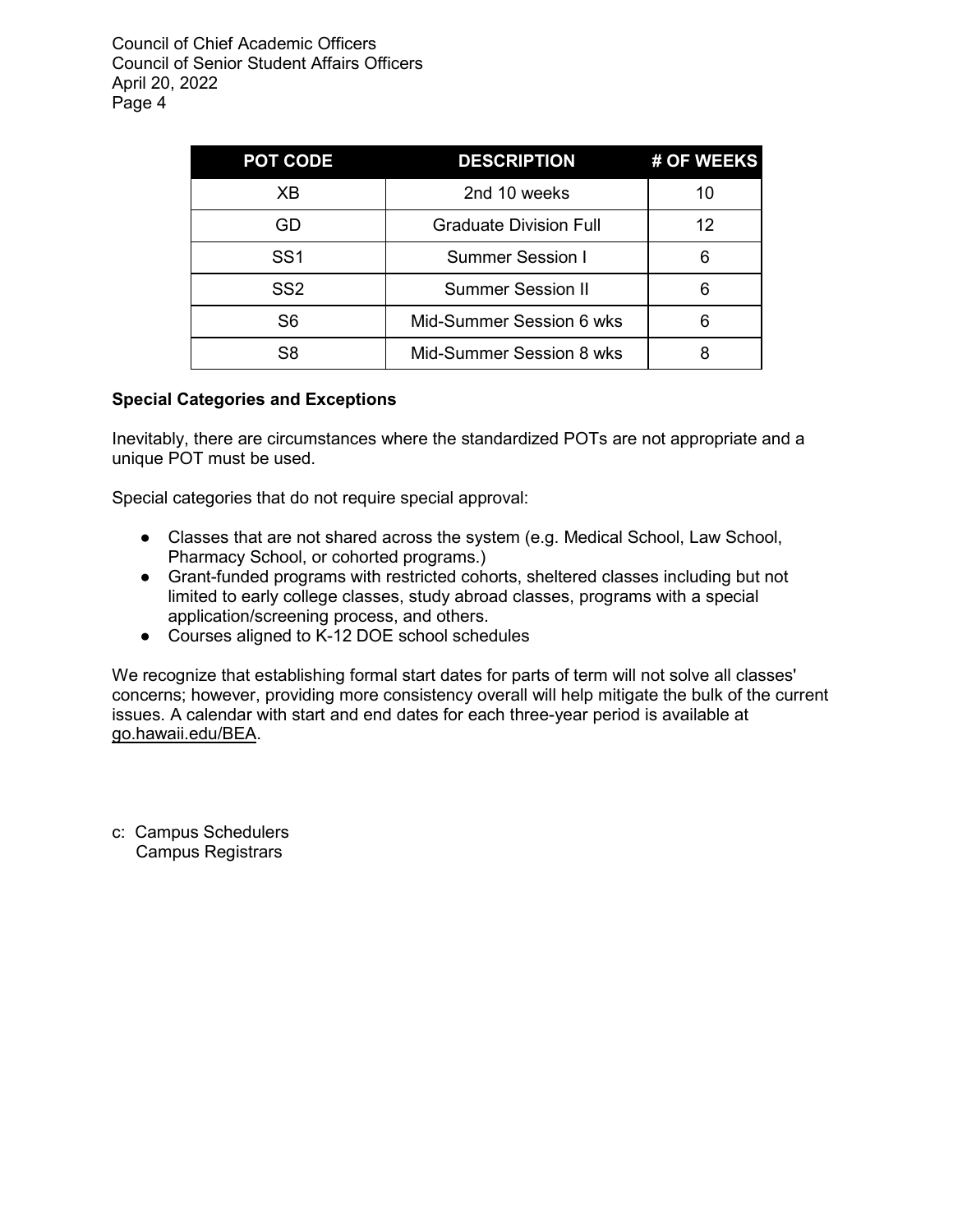| POT CODE | DESCRIPTION | # OF WEEKS |
|---|---|---|
| XB | 2nd 10 weeks | 10 |
| GD | Graduate Division Full | 12 |
| SS1 | Summer Session I | 6 |
| SS2 | Summer Session II | 6 |
| S6 | Mid-Summer Session 6 wks | 6 |
| S8 | Mid-Summer Session 8 wks | 8 |

**Special Categories and Exceptions**

Inevitably, there are circumstances where the standardized POTs are not appropriate and a unique POT must be used.

Special categories that do not require special approval:

- Classes that are not shared across the system (e.g. Medical School, Law School, Pharmacy School, or cohorted programs.)
- Grant-funded programs with restricted cohorts, sheltered classes including but not limited to early college classes, study abroad classes, programs with a special application/screening process, and others.
- Courses aligned to K-12 DOE school schedules

We recognize that establishing formal start dates for parts of term will not solve all classes' concerns; however, providing more consistency overall will help mitigate the bulk of the current issues. A calendar with start and end dates for each three-year period is available at go.hawaii.edu/BEA.

c: Campus Schedulers
Campus Registrars